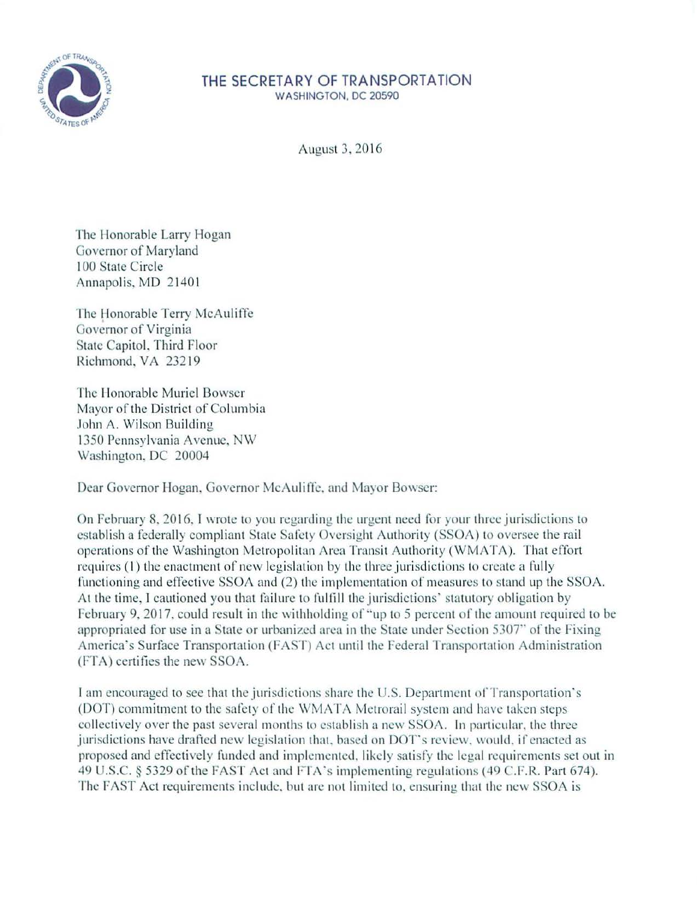# THE SECRETARY OF TRANSPORTATION

WASHINGTON, DC 20590

August 3, 2016

The Honorable Larry Hogan
Governor of Maryland
100 State Circle
Annapolis, MD 21401

The Honorable Terry McAuliffe
Governor of Virginia
State Capitol, Third Floor
Richmond, VA 23219

The Honorable Muriel Bowser
Mayor of the District of Columbia
John A. Wilson Building
1350 Pennsylvania Avenue, NW
Washington, DC 20004

Dear Governor Hogan, Governor McAuliffe, and Mayor Bowser:

On February 8, 2016, I wrote to you regarding the urgent need for your three jurisdictions to establish a federally compliant State Safety Oversight Authority (SSOA) to oversee the rail operations of the Washington Metropolitan Area Transit Authority (WMATA). That effort requires (1) the enactment of new legislation by the three jurisdictions to create a fully functioning and effective SSOA and (2) the implementation of measures to stand up the SSOA. At the time, I cautioned you that failure to fulfill the jurisdictions' statutory obligation by February 9, 2017, could result in the withholding of "up to 5 percent of the amount required to be appropriated for use in a State or urbanized area in the State under Section 5307" of the Fixing America's Surface Transportation (FAST) Act until the Federal Transportation Administration (FTA) certifies the new SSOA.

I am encouraged to see that the jurisdictions share the U.S. Department of Transportation's (DOT) commitment to the safety of the WMATA Metrorail system and have taken steps collectively over the past several months to establish a new SSOA. In particular, the three jurisdictions have drafted new legislation that, based on DOT's review, would, if enacted as proposed and effectively funded and implemented, likely satisfy the legal requirements set out in 49 U.S.C. § 5329 of the FAST Act and FTA's implementing regulations (49 C.F.R. Part 674). The FAST Act requirements include, but are not limited to, ensuring that the new SSOA is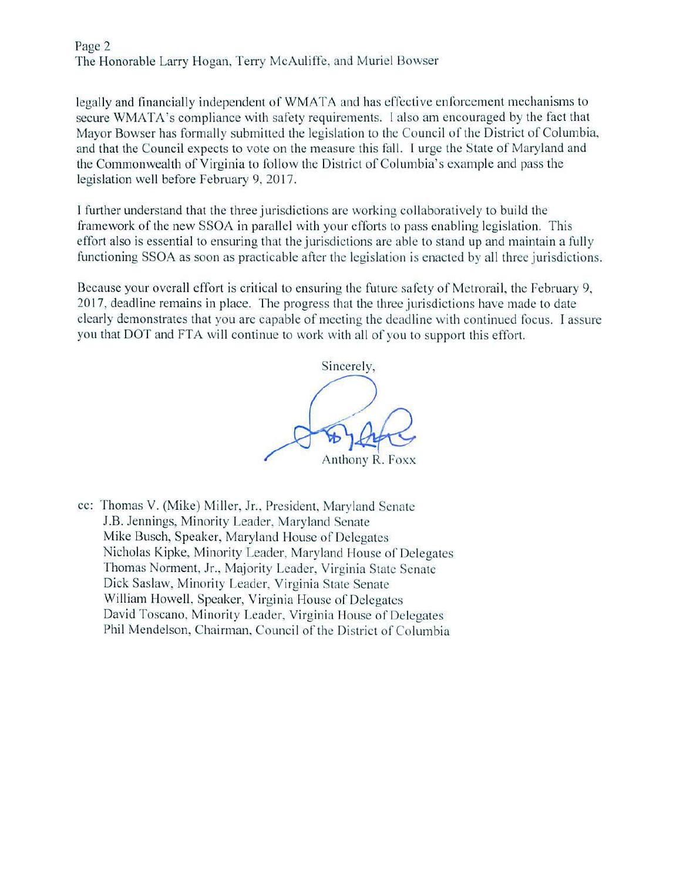legally and financially independent of WMATA and has effective enforcement mechanisms to secure WMATA's compliance with safety requirements. I also am encouraged by the fact that Mayor Bowser has formally submitted the legislation to the Council of the District of Columbia, and that the Council expects to vote on the measure this fall. I urge the State of Maryland and the Commonwealth of Virginia to follow the District of Columbia's example and pass the legislation well before February 9, 2017.

I further understand that the three jurisdictions are working collaboratively to build the framework of the new SSOA in parallel with your efforts to pass enabling legislation. This effort also is essential to ensuring that the jurisdictions are able to stand up and maintain a fully functioning SSOA as soon as practicable after the legislation is enacted by all three jurisdictions.

Because your overall effort is critical to ensuring the future safety of Metrorail, the February 9, 2017, deadline remains in place. The progress that the three jurisdictions have made to date clearly demonstrates that you are capable of meeting the deadline with continued focus. I assure you that DOT and FTA will continue to work with all of you to support this effort.

Sincerely,

Anthony R. Foxx

cc: Thomas V. (Mike) Miller, Jr., President, Maryland Senate
J.B. Jennings, Minority Leader, Maryland Senate
Mike Busch, Speaker, Maryland House of Delegates
Nicholas Kipke, Minority Leader, Maryland House of Delegates
Thomas Norment, Jr., Majority Leader, Virginia State Senate
Dick Saslaw, Minority Leader, Virginia State Senate
William Howell, Speaker, Virginia House of Delegates
David Toscano, Minority Leader, Virginia House of Delegates
Phil Mendelson, Chairman, Council of the District of Columbia